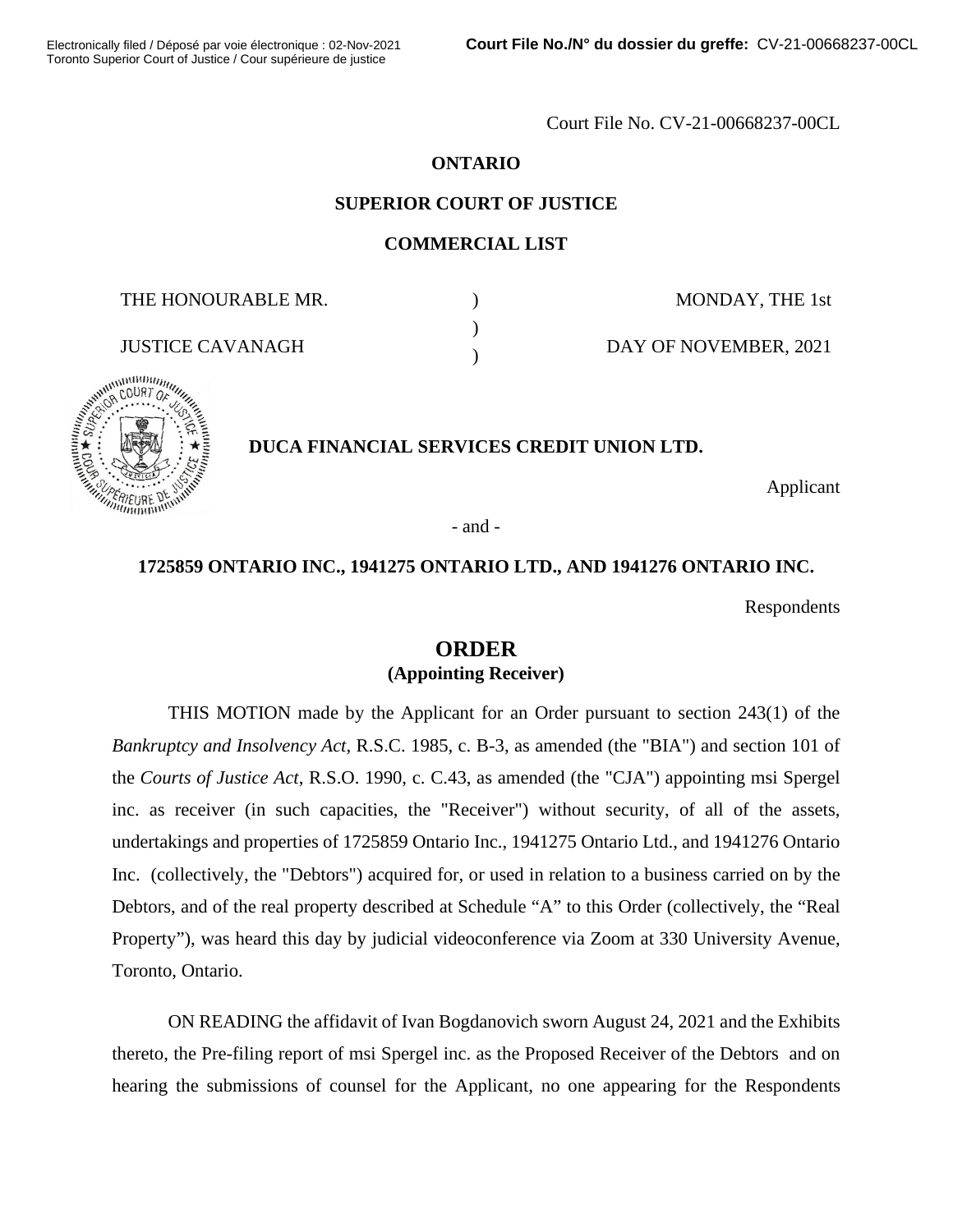Electronically filed / Déposé par voie électronique : 02-Nov-2021
Toronto Superior Court of Justice / Cour supérieure de justice

**Court File No./N° du dossier du greffe:** CV-21-00668237-00CL

Court File No. CV-21-00668237-00CL

**ONTARIO**

**SUPERIOR COURT OF JUSTICE**

**COMMERCIAL LIST**

| THE HONOURABLE MR. | ) | MONDAY, THE 1st |
|---|---|---|
| | ) | |
| JUSTICE CAVANAGH | ) | DAY OF NOVEMBER, 2021 |

**DUCA FINANCIAL SERVICES CREDIT UNION LTD.**

Applicant

\- and -

**1725859 ONTARIO INC., 1941275 ONTARIO LTD., AND 1941276 ONTARIO INC.**

Respondents

# ORDER
## (Appointing Receiver)

THIS MOTION made by the Applicant for an Order pursuant to section 243(1) of the *Bankruptcy and Insolvency Act*, R.S.C. 1985, c. B-3, as amended (the "BIA") and section 101 of the *Courts of Justice Act*, R.S.O. 1990, c. C.43, as amended (the "CJA") appointing msi Spergel inc. as receiver (in such capacities, the "Receiver") without security, of all of the assets, undertakings and properties of 1725859 Ontario Inc., 1941275 Ontario Ltd., and 1941276 Ontario Inc. (collectively, the "Debtors") acquired for, or used in relation to a business carried on by the Debtors, and of the real property described at Schedule "A" to this Order (collectively, the "Real Property"), was heard this day by judicial videoconference via Zoom at 330 University Avenue, Toronto, Ontario.

ON READING the affidavit of Ivan Bogdanovich sworn August 24, 2021 and the Exhibits thereto, the Pre-filing report of msi Spergel inc. as the Proposed Receiver of the Debtors and on hearing the submissions of counsel for the Applicant, no one appearing for the Respondents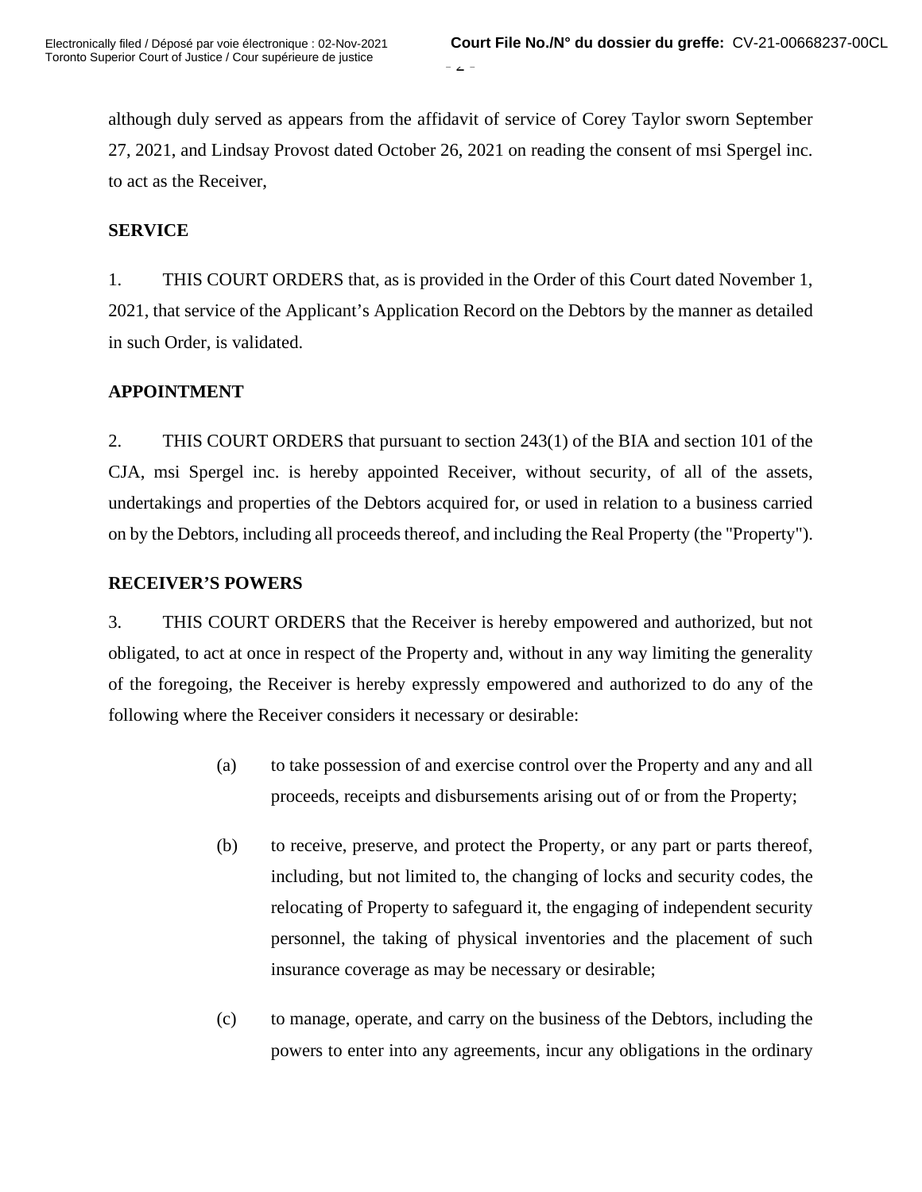although duly served as appears from the affidavit of service of Corey Taylor sworn September 27, 2021, and Lindsay Provost dated October 26, 2021 on reading the consent of msi Spergel inc. to act as the Receiver,

**SERVICE**

1. THIS COURT ORDERS that, as is provided in the Order of this Court dated November 1, 2021, that service of the Applicant's Application Record on the Debtors by the manner as detailed in such Order, is validated.

**APPOINTMENT**

2. THIS COURT ORDERS that pursuant to section 243(1) of the BIA and section 101 of the CJA, msi Spergel inc. is hereby appointed Receiver, without security, of all of the assets, undertakings and properties of the Debtors acquired for, or used in relation to a business carried on by the Debtors, including all proceeds thereof, and including the Real Property (the "Property").

**RECEIVER'S POWERS**

3. THIS COURT ORDERS that the Receiver is hereby empowered and authorized, but not obligated, to act at once in respect of the Property and, without in any way limiting the generality of the foregoing, the Receiver is hereby expressly empowered and authorized to do any of the following where the Receiver considers it necessary or desirable:

(a) to take possession of and exercise control over the Property and any and all proceeds, receipts and disbursements arising out of or from the Property;

(b) to receive, preserve, and protect the Property, or any part or parts thereof, including, but not limited to, the changing of locks and security codes, the relocating of Property to safeguard it, the engaging of independent security personnel, the taking of physical inventories and the placement of such insurance coverage as may be necessary or desirable;

(c) to manage, operate, and carry on the business of the Debtors, including the powers to enter into any agreements, incur any obligations in the ordinary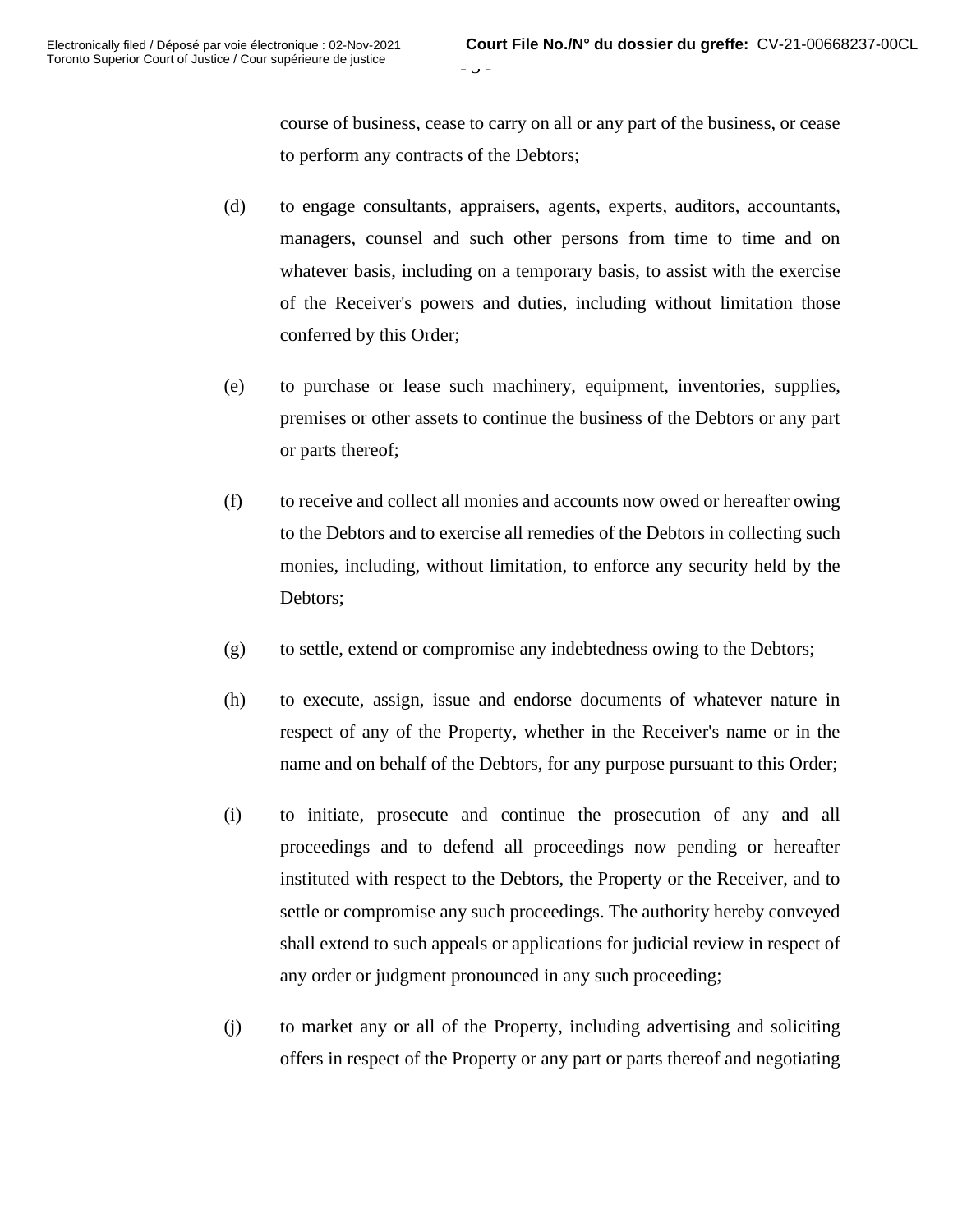course of business, cease to carry on all or any part of the business, or cease to perform any contracts of the Debtors;

(d) to engage consultants, appraisers, agents, experts, auditors, accountants, managers, counsel and such other persons from time to time and on whatever basis, including on a temporary basis, to assist with the exercise of the Receiver's powers and duties, including without limitation those conferred by this Order;

(e) to purchase or lease such machinery, equipment, inventories, supplies, premises or other assets to continue the business of the Debtors or any part or parts thereof;

(f) to receive and collect all monies and accounts now owed or hereafter owing to the Debtors and to exercise all remedies of the Debtors in collecting such monies, including, without limitation, to enforce any security held by the Debtors;

(g) to settle, extend or compromise any indebtedness owing to the Debtors;

(h) to execute, assign, issue and endorse documents of whatever nature in respect of any of the Property, whether in the Receiver's name or in the name and on behalf of the Debtors, for any purpose pursuant to this Order;

(i) to initiate, prosecute and continue the prosecution of any and all proceedings and to defend all proceedings now pending or hereafter instituted with respect to the Debtors, the Property or the Receiver, and to settle or compromise any such proceedings. The authority hereby conveyed shall extend to such appeals or applications for judicial review in respect of any order or judgment pronounced in any such proceeding;

(j) to market any or all of the Property, including advertising and soliciting offers in respect of the Property or any part or parts thereof and negotiating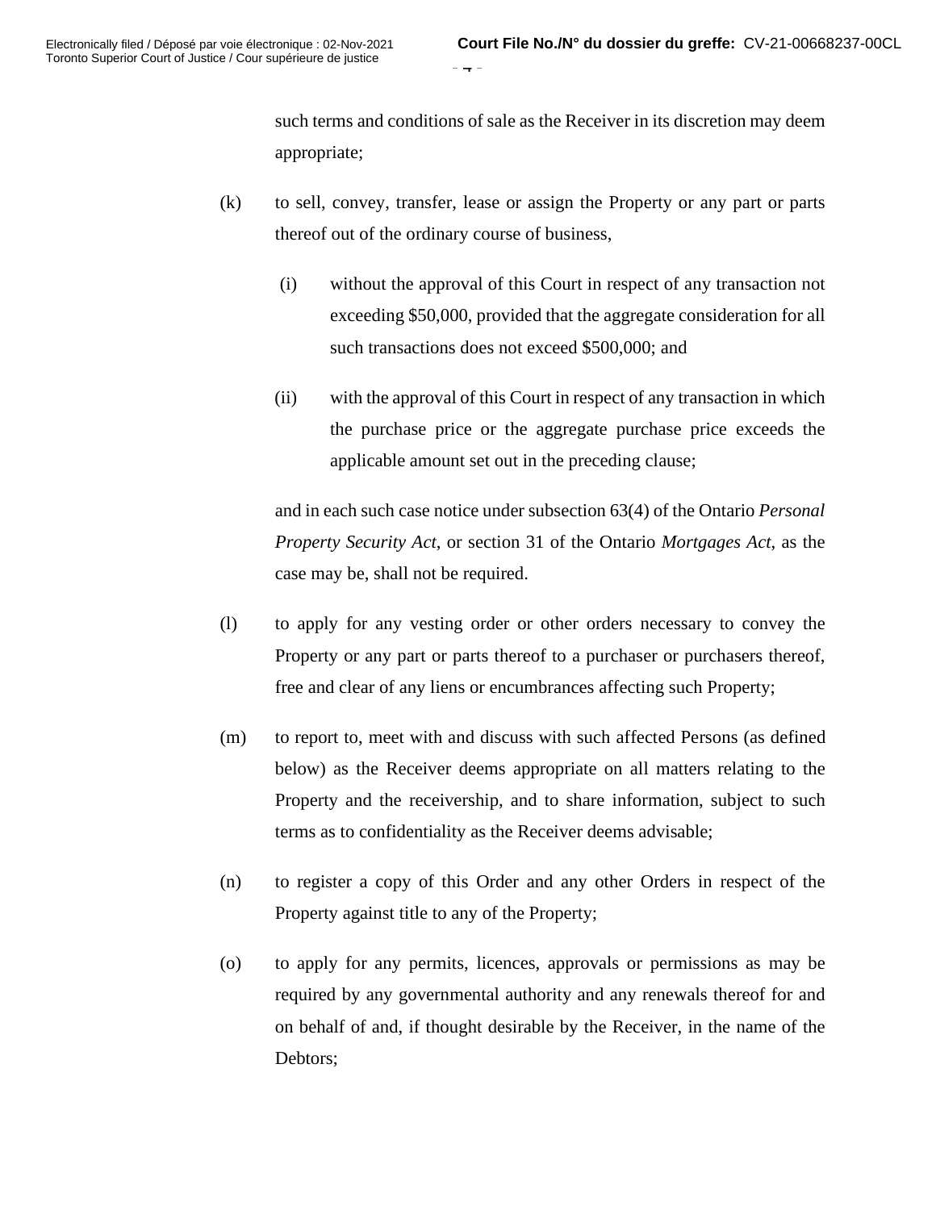such terms and conditions of sale as the Receiver in its discretion may deem appropriate;

(k) to sell, convey, transfer, lease or assign the Property or any part or parts thereof out of the ordinary course of business,

(i) without the approval of this Court in respect of any transaction not exceeding $50,000, provided that the aggregate consideration for all such transactions does not exceed $500,000; and

(ii) with the approval of this Court in respect of any transaction in which the purchase price or the aggregate purchase price exceeds the applicable amount set out in the preceding clause;

and in each such case notice under subsection 63(4) of the Ontario *Personal Property Security Act*, or section 31 of the Ontario *Mortgages Act*, as the case may be, shall not be required.

(l) to apply for any vesting order or other orders necessary to convey the Property or any part or parts thereof to a purchaser or purchasers thereof, free and clear of any liens or encumbrances affecting such Property;

(m) to report to, meet with and discuss with such affected Persons (as defined below) as the Receiver deems appropriate on all matters relating to the Property and the receivership, and to share information, subject to such terms as to confidentiality as the Receiver deems advisable;

(n) to register a copy of this Order and any other Orders in respect of the Property against title to any of the Property;

(o) to apply for any permits, licences, approvals or permissions as may be required by any governmental authority and any renewals thereof for and on behalf of and, if thought desirable by the Receiver, in the name of the Debtors;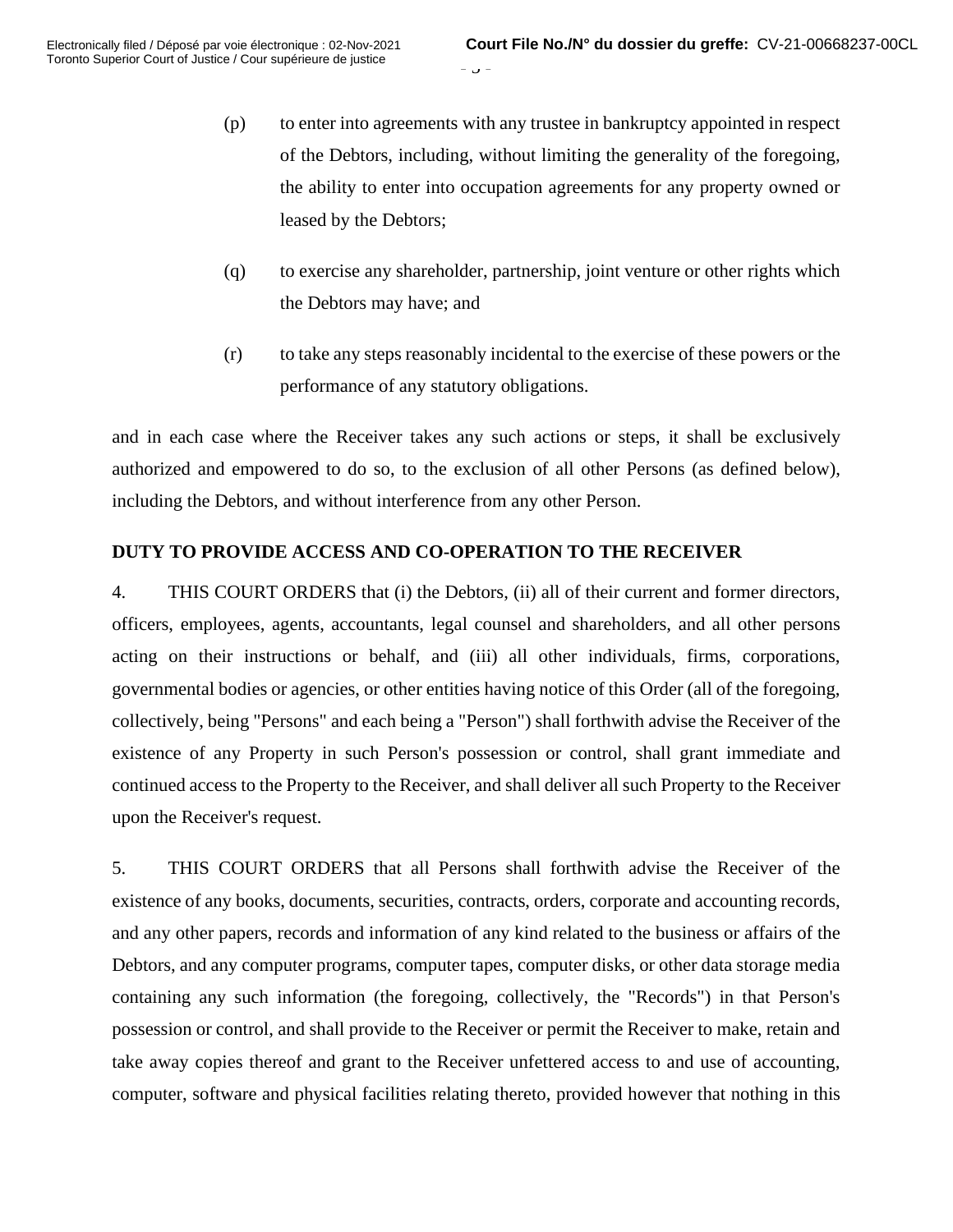(p) to enter into agreements with any trustee in bankruptcy appointed in respect of the Debtors, including, without limiting the generality of the foregoing, the ability to enter into occupation agreements for any property owned or leased by the Debtors;

(q) to exercise any shareholder, partnership, joint venture or other rights which the Debtors may have; and

(r) to take any steps reasonably incidental to the exercise of these powers or the performance of any statutory obligations.

and in each case where the Receiver takes any such actions or steps, it shall be exclusively authorized and empowered to do so, to the exclusion of all other Persons (as defined below), including the Debtors, and without interference from any other Person.

**DUTY TO PROVIDE ACCESS AND CO-OPERATION TO THE RECEIVER**

4. THIS COURT ORDERS that (i) the Debtors, (ii) all of their current and former directors, officers, employees, agents, accountants, legal counsel and shareholders, and all other persons acting on their instructions or behalf, and (iii) all other individuals, firms, corporations, governmental bodies or agencies, or other entities having notice of this Order (all of the foregoing, collectively, being "Persons" and each being a "Person") shall forthwith advise the Receiver of the existence of any Property in such Person's possession or control, shall grant immediate and continued access to the Property to the Receiver, and shall deliver all such Property to the Receiver upon the Receiver's request.

5. THIS COURT ORDERS that all Persons shall forthwith advise the Receiver of the existence of any books, documents, securities, contracts, orders, corporate and accounting records, and any other papers, records and information of any kind related to the business or affairs of the Debtors, and any computer programs, computer tapes, computer disks, or other data storage media containing any such information (the foregoing, collectively, the "Records") in that Person's possession or control, and shall provide to the Receiver or permit the Receiver to make, retain and take away copies thereof and grant to the Receiver unfettered access to and use of accounting, computer, software and physical facilities relating thereto, provided however that nothing in this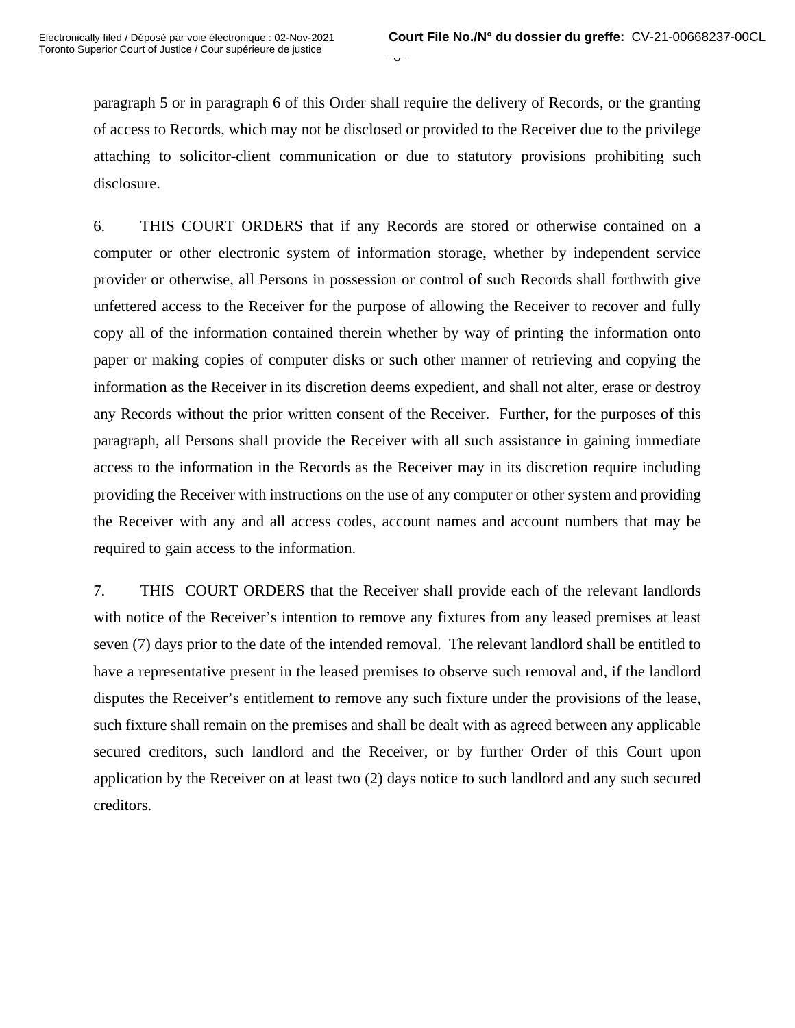paragraph 5 or in paragraph 6 of this Order shall require the delivery of Records, or the granting of access to Records, which may not be disclosed or provided to the Receiver due to the privilege attaching to solicitor-client communication or due to statutory provisions prohibiting such disclosure.

6. THIS COURT ORDERS that if any Records are stored or otherwise contained on a computer or other electronic system of information storage, whether by independent service provider or otherwise, all Persons in possession or control of such Records shall forthwith give unfettered access to the Receiver for the purpose of allowing the Receiver to recover and fully copy all of the information contained therein whether by way of printing the information onto paper or making copies of computer disks or such other manner of retrieving and copying the information as the Receiver in its discretion deems expedient, and shall not alter, erase or destroy any Records without the prior written consent of the Receiver. Further, for the purposes of this paragraph, all Persons shall provide the Receiver with all such assistance in gaining immediate access to the information in the Records as the Receiver may in its discretion require including providing the Receiver with instructions on the use of any computer or other system and providing the Receiver with any and all access codes, account names and account numbers that may be required to gain access to the information.

7. THIS COURT ORDERS that the Receiver shall provide each of the relevant landlords with notice of the Receiver's intention to remove any fixtures from any leased premises at least seven (7) days prior to the date of the intended removal. The relevant landlord shall be entitled to have a representative present in the leased premises to observe such removal and, if the landlord disputes the Receiver's entitlement to remove any such fixture under the provisions of the lease, such fixture shall remain on the premises and shall be dealt with as agreed between any applicable secured creditors, such landlord and the Receiver, or by further Order of this Court upon application by the Receiver on at least two (2) days notice to such landlord and any such secured creditors.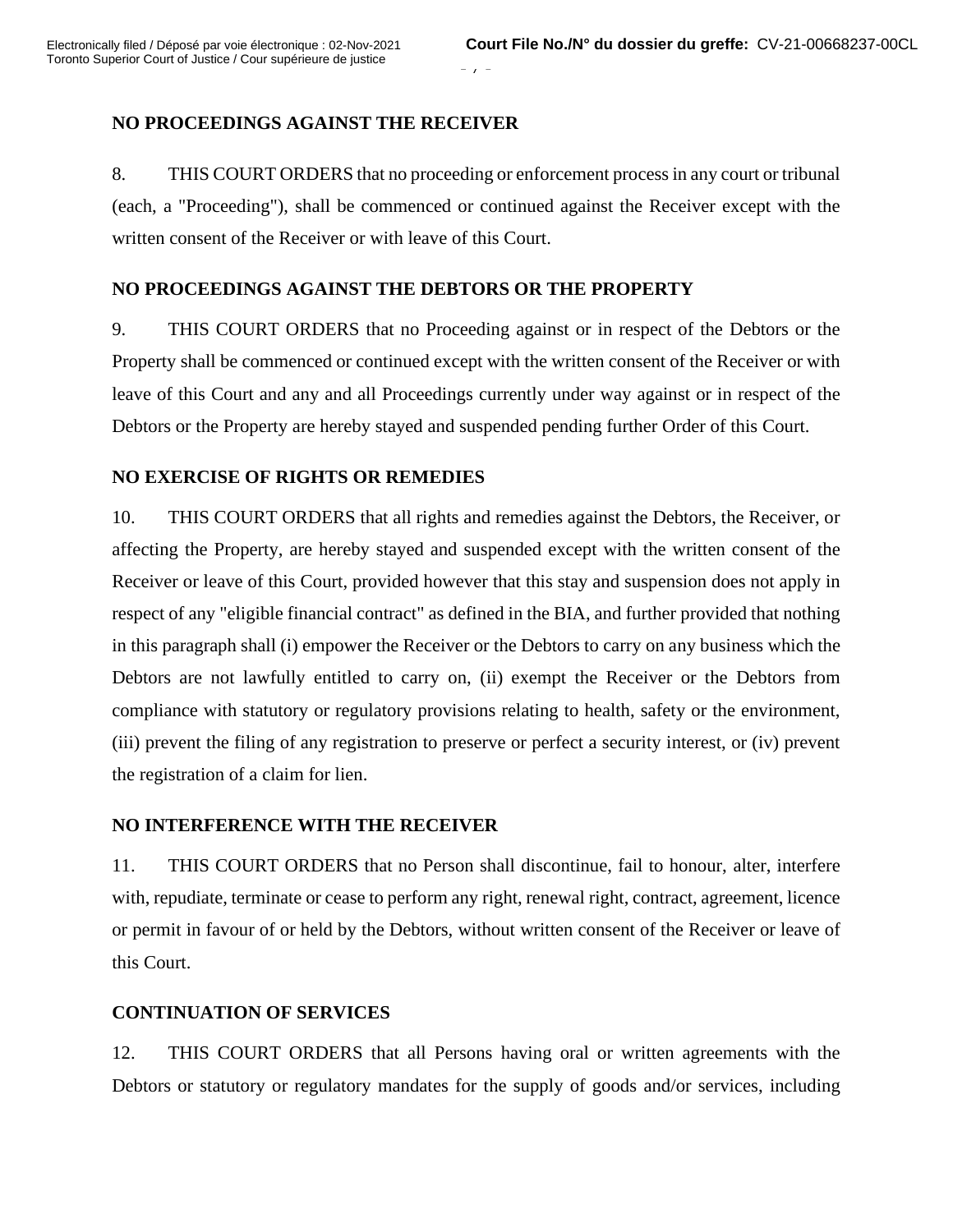## NO PROCEEDINGS AGAINST THE RECEIVER

8. THIS COURT ORDERS that no proceeding or enforcement process in any court or tribunal (each, a "Proceeding"), shall be commenced or continued against the Receiver except with the written consent of the Receiver or with leave of this Court.

## NO PROCEEDINGS AGAINST THE DEBTORS OR THE PROPERTY

9. THIS COURT ORDERS that no Proceeding against or in respect of the Debtors or the Property shall be commenced or continued except with the written consent of the Receiver or with leave of this Court and any and all Proceedings currently under way against or in respect of the Debtors or the Property are hereby stayed and suspended pending further Order of this Court.

## NO EXERCISE OF RIGHTS OR REMEDIES

10. THIS COURT ORDERS that all rights and remedies against the Debtors, the Receiver, or affecting the Property, are hereby stayed and suspended except with the written consent of the Receiver or leave of this Court, provided however that this stay and suspension does not apply in respect of any "eligible financial contract" as defined in the BIA, and further provided that nothing in this paragraph shall (i) empower the Receiver or the Debtors to carry on any business which the Debtors are not lawfully entitled to carry on, (ii) exempt the Receiver or the Debtors from compliance with statutory or regulatory provisions relating to health, safety or the environment, (iii) prevent the filing of any registration to preserve or perfect a security interest, or (iv) prevent the registration of a claim for lien.

## NO INTERFERENCE WITH THE RECEIVER

11. THIS COURT ORDERS that no Person shall discontinue, fail to honour, alter, interfere with, repudiate, terminate or cease to perform any right, renewal right, contract, agreement, licence or permit in favour of or held by the Debtors, without written consent of the Receiver or leave of this Court.

## CONTINUATION OF SERVICES

12. THIS COURT ORDERS that all Persons having oral or written agreements with the Debtors or statutory or regulatory mandates for the supply of goods and/or services, including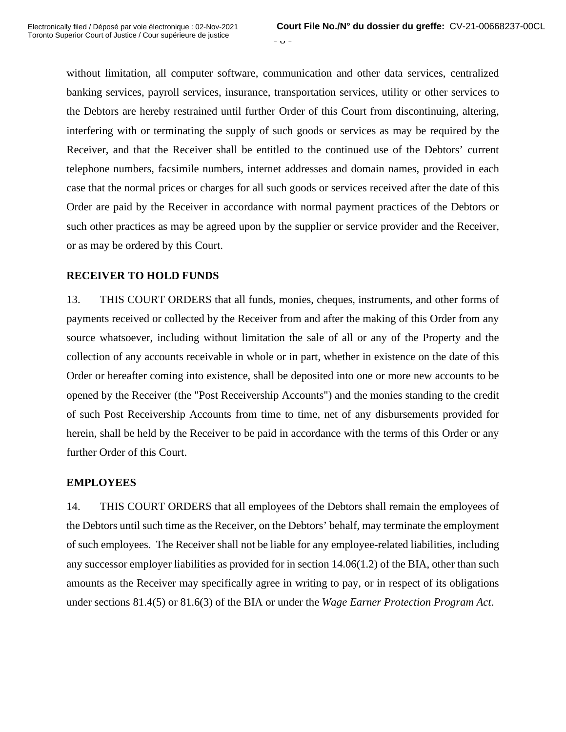without limitation, all computer software, communication and other data services, centralized banking services, payroll services, insurance, transportation services, utility or other services to the Debtors are hereby restrained until further Order of this Court from discontinuing, altering, interfering with or terminating the supply of such goods or services as may be required by the Receiver, and that the Receiver shall be entitled to the continued use of the Debtors' current telephone numbers, facsimile numbers, internet addresses and domain names, provided in each case that the normal prices or charges for all such goods or services received after the date of this Order are paid by the Receiver in accordance with normal payment practices of the Debtors or such other practices as may be agreed upon by the supplier or service provider and the Receiver, or as may be ordered by this Court.

**RECEIVER TO HOLD FUNDS**

13. THIS COURT ORDERS that all funds, monies, cheques, instruments, and other forms of payments received or collected by the Receiver from and after the making of this Order from any source whatsoever, including without limitation the sale of all or any of the Property and the collection of any accounts receivable in whole or in part, whether in existence on the date of this Order or hereafter coming into existence, shall be deposited into one or more new accounts to be opened by the Receiver (the "Post Receivership Accounts") and the monies standing to the credit of such Post Receivership Accounts from time to time, net of any disbursements provided for herein, shall be held by the Receiver to be paid in accordance with the terms of this Order or any further Order of this Court.

**EMPLOYEES**

14. THIS COURT ORDERS that all employees of the Debtors shall remain the employees of the Debtors until such time as the Receiver, on the Debtors' behalf, may terminate the employment of such employees. The Receiver shall not be liable for any employee-related liabilities, including any successor employer liabilities as provided for in section 14.06(1.2) of the BIA, other than such amounts as the Receiver may specifically agree in writing to pay, or in respect of its obligations under sections 81.4(5) or 81.6(3) of the BIA or under the *Wage Earner Protection Program Act*.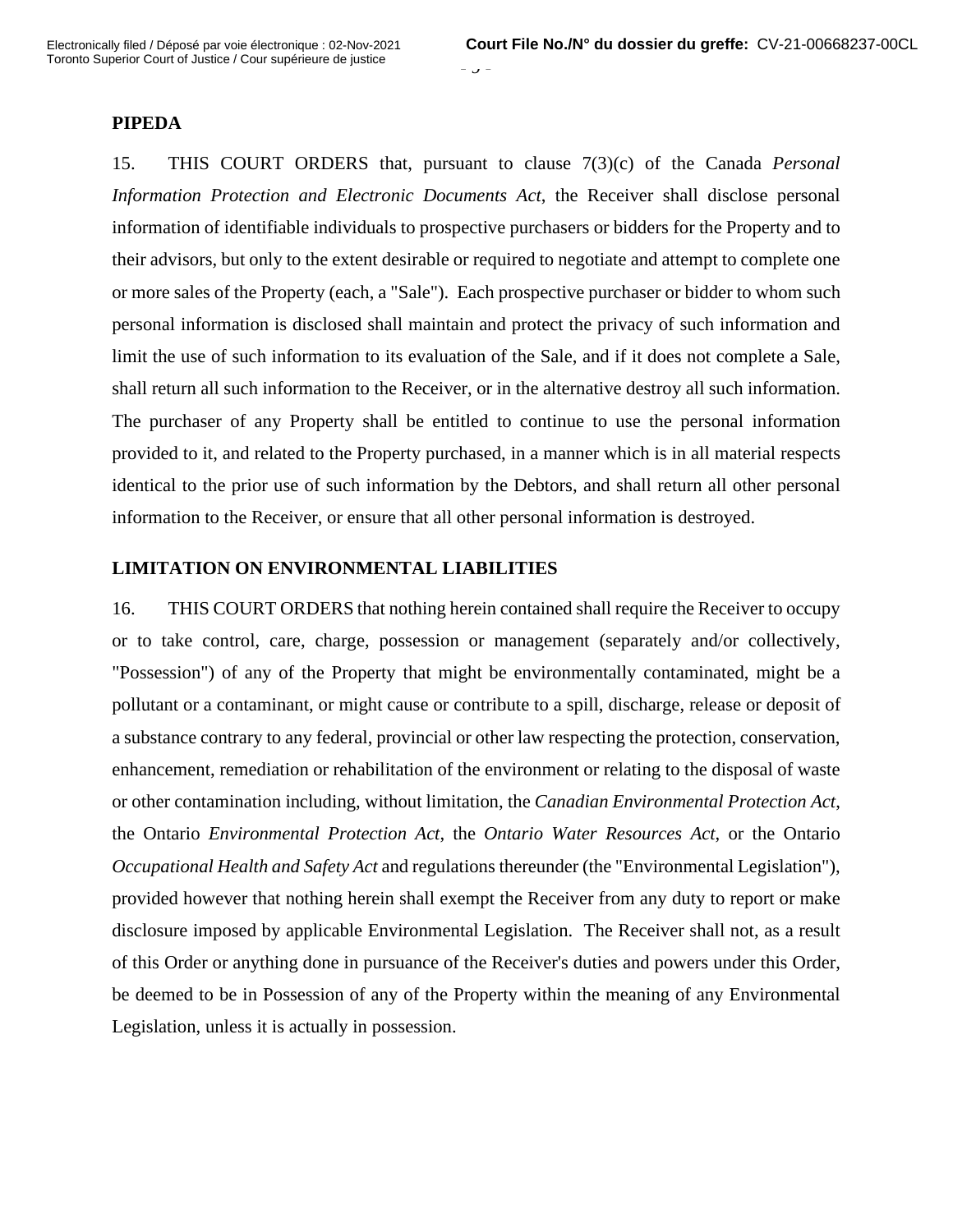**PIPEDA**

15. THIS COURT ORDERS that, pursuant to clause 7(3)(c) of the Canada *Personal Information Protection and Electronic Documents Act*, the Receiver shall disclose personal information of identifiable individuals to prospective purchasers or bidders for the Property and to their advisors, but only to the extent desirable or required to negotiate and attempt to complete one or more sales of the Property (each, a "Sale"). Each prospective purchaser or bidder to whom such personal information is disclosed shall maintain and protect the privacy of such information and limit the use of such information to its evaluation of the Sale, and if it does not complete a Sale, shall return all such information to the Receiver, or in the alternative destroy all such information. The purchaser of any Property shall be entitled to continue to use the personal information provided to it, and related to the Property purchased, in a manner which is in all material respects identical to the prior use of such information by the Debtors, and shall return all other personal information to the Receiver, or ensure that all other personal information is destroyed.

**LIMITATION ON ENVIRONMENTAL LIABILITIES**

16. THIS COURT ORDERS that nothing herein contained shall require the Receiver to occupy or to take control, care, charge, possession or management (separately and/or collectively, "Possession") of any of the Property that might be environmentally contaminated, might be a pollutant or a contaminant, or might cause or contribute to a spill, discharge, release or deposit of a substance contrary to any federal, provincial or other law respecting the protection, conservation, enhancement, remediation or rehabilitation of the environment or relating to the disposal of waste or other contamination including, without limitation, the *Canadian Environmental Protection Act*, the Ontario *Environmental Protection Act*, the *Ontario Water Resources Act*, or the Ontario *Occupational Health and Safety Act* and regulations thereunder (the "Environmental Legislation"), provided however that nothing herein shall exempt the Receiver from any duty to report or make disclosure imposed by applicable Environmental Legislation. The Receiver shall not, as a result of this Order or anything done in pursuance of the Receiver's duties and powers under this Order, be deemed to be in Possession of any of the Property within the meaning of any Environmental Legislation, unless it is actually in possession.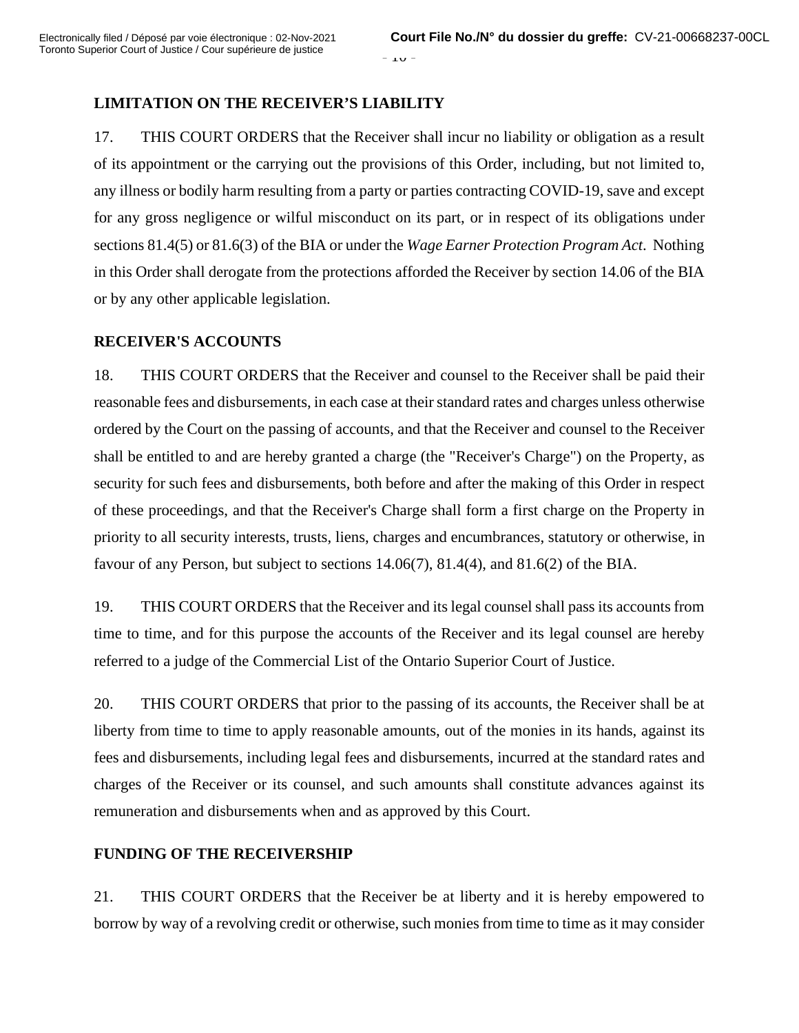## LIMITATION ON THE RECEIVER'S LIABILITY

17. THIS COURT ORDERS that the Receiver shall incur no liability or obligation as a result of its appointment or the carrying out the provisions of this Order, including, but not limited to, any illness or bodily harm resulting from a party or parties contracting COVID-19, save and except for any gross negligence or wilful misconduct on its part, or in respect of its obligations under sections 81.4(5) or 81.6(3) of the BIA or under the *Wage Earner Protection Program Act*. Nothing in this Order shall derogate from the protections afforded the Receiver by section 14.06 of the BIA or by any other applicable legislation.

## RECEIVER'S ACCOUNTS

18. THIS COURT ORDERS that the Receiver and counsel to the Receiver shall be paid their reasonable fees and disbursements, in each case at their standard rates and charges unless otherwise ordered by the Court on the passing of accounts, and that the Receiver and counsel to the Receiver shall be entitled to and are hereby granted a charge (the "Receiver's Charge") on the Property, as security for such fees and disbursements, both before and after the making of this Order in respect of these proceedings, and that the Receiver's Charge shall form a first charge on the Property in priority to all security interests, trusts, liens, charges and encumbrances, statutory or otherwise, in favour of any Person, but subject to sections 14.06(7), 81.4(4), and 81.6(2) of the BIA.

19. THIS COURT ORDERS that the Receiver and its legal counsel shall pass its accounts from time to time, and for this purpose the accounts of the Receiver and its legal counsel are hereby referred to a judge of the Commercial List of the Ontario Superior Court of Justice.

20. THIS COURT ORDERS that prior to the passing of its accounts, the Receiver shall be at liberty from time to time to apply reasonable amounts, out of the monies in its hands, against its fees and disbursements, including legal fees and disbursements, incurred at the standard rates and charges of the Receiver or its counsel, and such amounts shall constitute advances against its remuneration and disbursements when and as approved by this Court.

## FUNDING OF THE RECEIVERSHIP

21. THIS COURT ORDERS that the Receiver be at liberty and it is hereby empowered to borrow by way of a revolving credit or otherwise, such monies from time to time as it may consider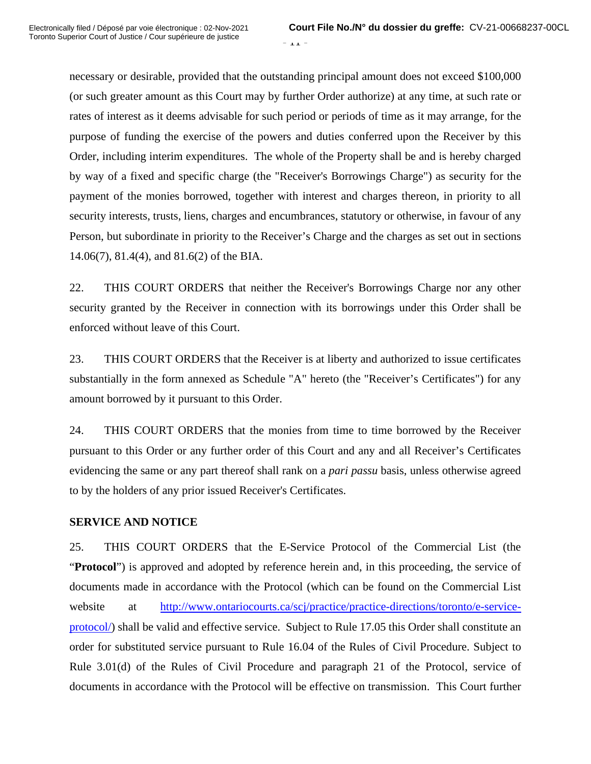necessary or desirable, provided that the outstanding principal amount does not exceed $100,000 (or such greater amount as this Court may by further Order authorize) at any time, at such rate or rates of interest as it deems advisable for such period or periods of time as it may arrange, for the purpose of funding the exercise of the powers and duties conferred upon the Receiver by this Order, including interim expenditures. The whole of the Property shall be and is hereby charged by way of a fixed and specific charge (the "Receiver's Borrowings Charge") as security for the payment of the monies borrowed, together with interest and charges thereon, in priority to all security interests, trusts, liens, charges and encumbrances, statutory or otherwise, in favour of any Person, but subordinate in priority to the Receiver's Charge and the charges as set out in sections 14.06(7), 81.4(4), and 81.6(2) of the BIA.

22. THIS COURT ORDERS that neither the Receiver's Borrowings Charge nor any other security granted by the Receiver in connection with its borrowings under this Order shall be enforced without leave of this Court.

23. THIS COURT ORDERS that the Receiver is at liberty and authorized to issue certificates substantially in the form annexed as Schedule "A" hereto (the "Receiver's Certificates") for any amount borrowed by it pursuant to this Order.

24. THIS COURT ORDERS that the monies from time to time borrowed by the Receiver pursuant to this Order or any further order of this Court and any and all Receiver's Certificates evidencing the same or any part thereof shall rank on a *pari passu* basis, unless otherwise agreed to by the holders of any prior issued Receiver's Certificates.

**SERVICE AND NOTICE**

25. THIS COURT ORDERS that the E-Service Protocol of the Commercial List (the "**Protocol**") is approved and adopted by reference herein and, in this proceeding, the service of documents made in accordance with the Protocol (which can be found on the Commercial List website at http://www.ontariocourts.ca/scj/practice/practice-directions/toronto/e-service-protocol/) shall be valid and effective service. Subject to Rule 17.05 this Order shall constitute an order for substituted service pursuant to Rule 16.04 of the Rules of Civil Procedure. Subject to Rule 3.01(d) of the Rules of Civil Procedure and paragraph 21 of the Protocol, service of documents in accordance with the Protocol will be effective on transmission. This Court further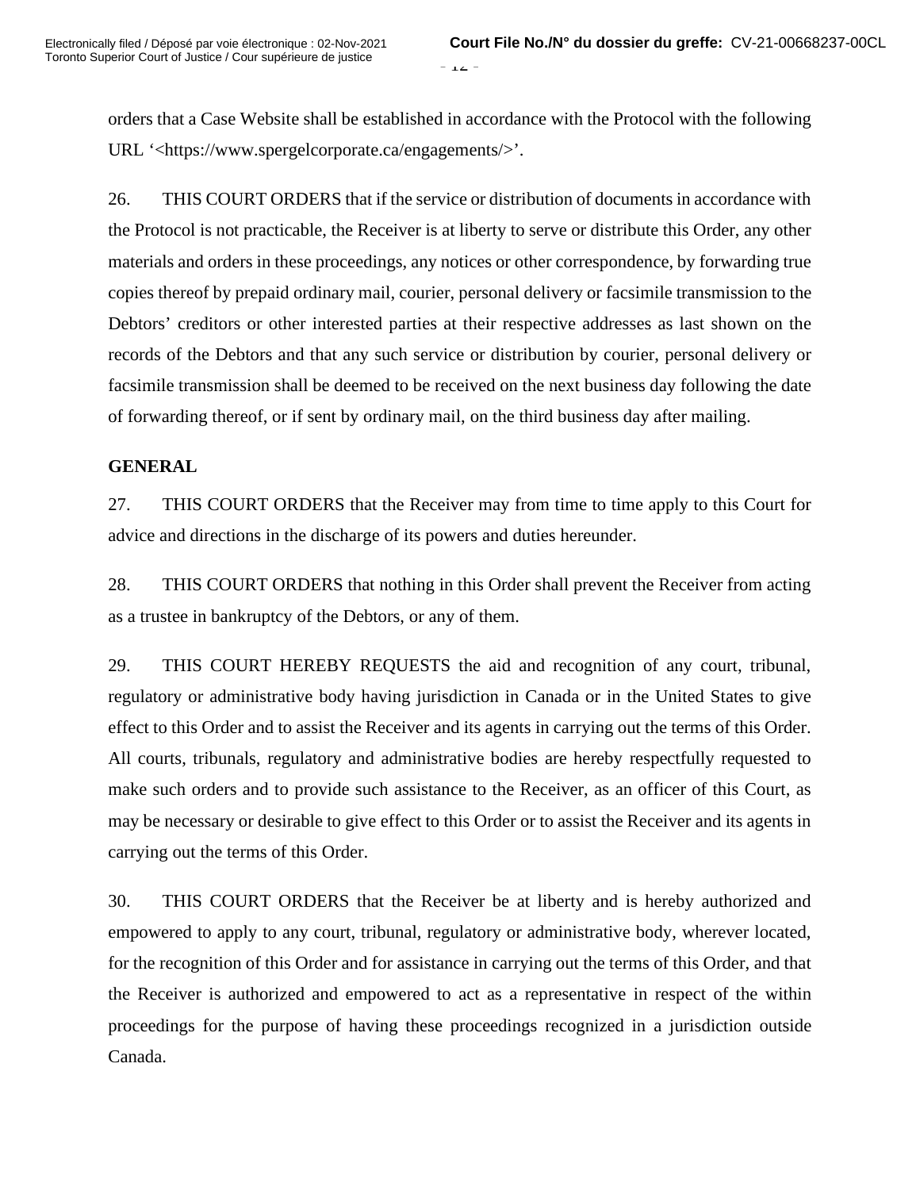orders that a Case Website shall be established in accordance with the Protocol with the following URL '<https://www.spergelcorporate.ca/engagements/>'.

26. THIS COURT ORDERS that if the service or distribution of documents in accordance with the Protocol is not practicable, the Receiver is at liberty to serve or distribute this Order, any other materials and orders in these proceedings, any notices or other correspondence, by forwarding true copies thereof by prepaid ordinary mail, courier, personal delivery or facsimile transmission to the Debtors' creditors or other interested parties at their respective addresses as last shown on the records of the Debtors and that any such service or distribution by courier, personal delivery or facsimile transmission shall be deemed to be received on the next business day following the date of forwarding thereof, or if sent by ordinary mail, on the third business day after mailing.

**GENERAL**

27. THIS COURT ORDERS that the Receiver may from time to time apply to this Court for advice and directions in the discharge of its powers and duties hereunder.

28. THIS COURT ORDERS that nothing in this Order shall prevent the Receiver from acting as a trustee in bankruptcy of the Debtors, or any of them.

29. THIS COURT HEREBY REQUESTS the aid and recognition of any court, tribunal, regulatory or administrative body having jurisdiction in Canada or in the United States to give effect to this Order and to assist the Receiver and its agents in carrying out the terms of this Order. All courts, tribunals, regulatory and administrative bodies are hereby respectfully requested to make such orders and to provide such assistance to the Receiver, as an officer of this Court, as may be necessary or desirable to give effect to this Order or to assist the Receiver and its agents in carrying out the terms of this Order.

30. THIS COURT ORDERS that the Receiver be at liberty and is hereby authorized and empowered to apply to any court, tribunal, regulatory or administrative body, wherever located, for the recognition of this Order and for assistance in carrying out the terms of this Order, and that the Receiver is authorized and empowered to act as a representative in respect of the within proceedings for the purpose of having these proceedings recognized in a jurisdiction outside Canada.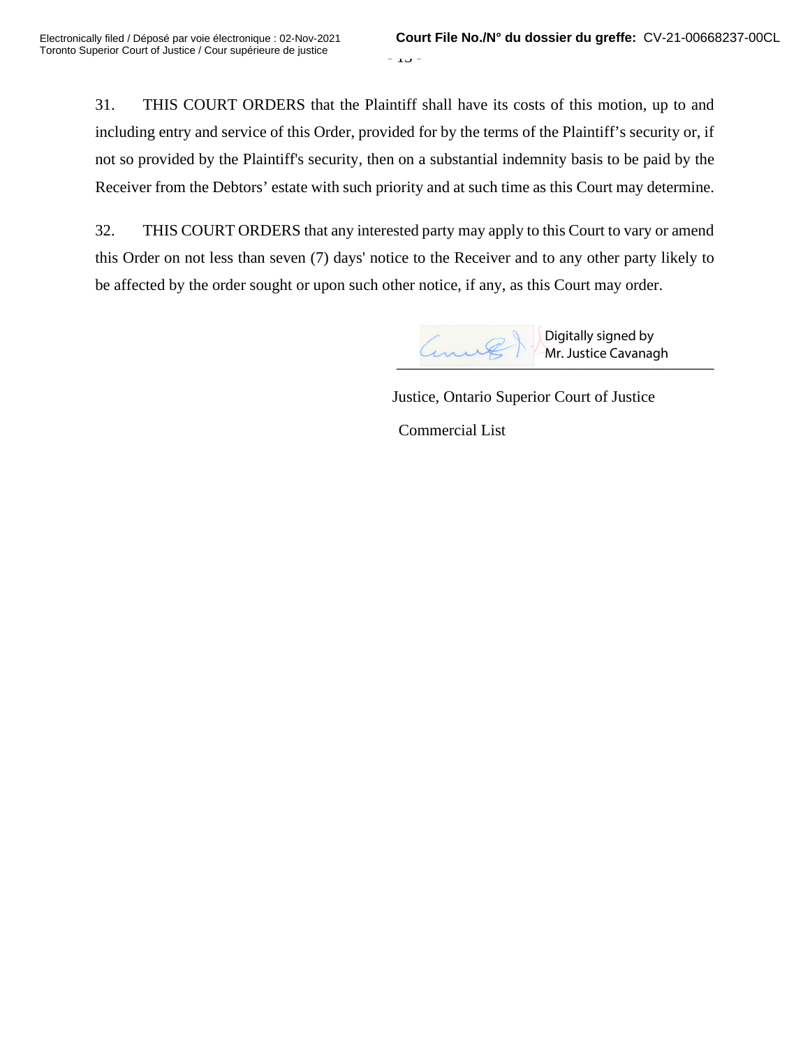31. THIS COURT ORDERS that the Plaintiff shall have its costs of this motion, up to and including entry and service of this Order, provided for by the terms of the Plaintiff's security or, if not so provided by the Plaintiff's security, then on a substantial indemnity basis to be paid by the Receiver from the Debtors' estate with such priority and at such time as this Court may determine.

32. THIS COURT ORDERS that any interested party may apply to this Court to vary or amend this Order on not less than seven (7) days' notice to the Receiver and to any other party likely to be affected by the order sought or upon such other notice, if any, as this Court may order.

Digitally signed by
Mr. Justice Cavanagh

Justice, Ontario Superior Court of Justice

Commercial List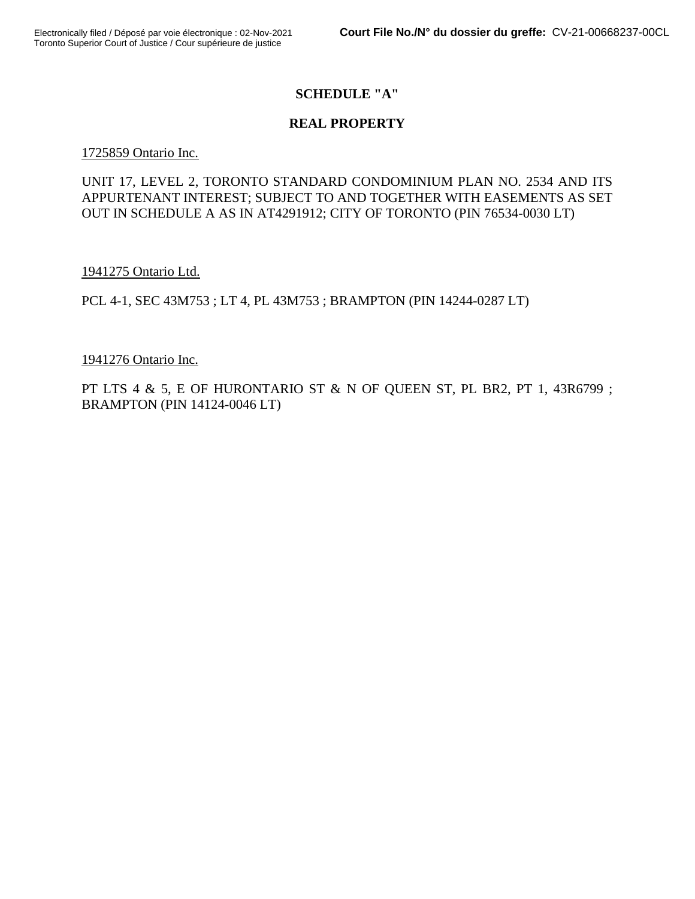## SCHEDULE "A"

## REAL PROPERTY

1725859 Ontario Inc.

UNIT 17, LEVEL 2, TORONTO STANDARD CONDOMINIUM PLAN NO. 2534 AND ITS APPURTENANT INTEREST; SUBJECT TO AND TOGETHER WITH EASEMENTS AS SET OUT IN SCHEDULE A AS IN AT4291912; CITY OF TORONTO (PIN 76534-0030 LT)

1941275 Ontario Ltd.

PCL 4-1, SEC 43M753 ; LT 4, PL 43M753 ; BRAMPTON (PIN 14244-0287 LT)

1941276 Ontario Inc.

PT LTS 4 & 5, E OF HURONTARIO ST & N OF QUEEN ST, PL BR2, PT 1, 43R6799 ; BRAMPTON (PIN 14124-0046 LT)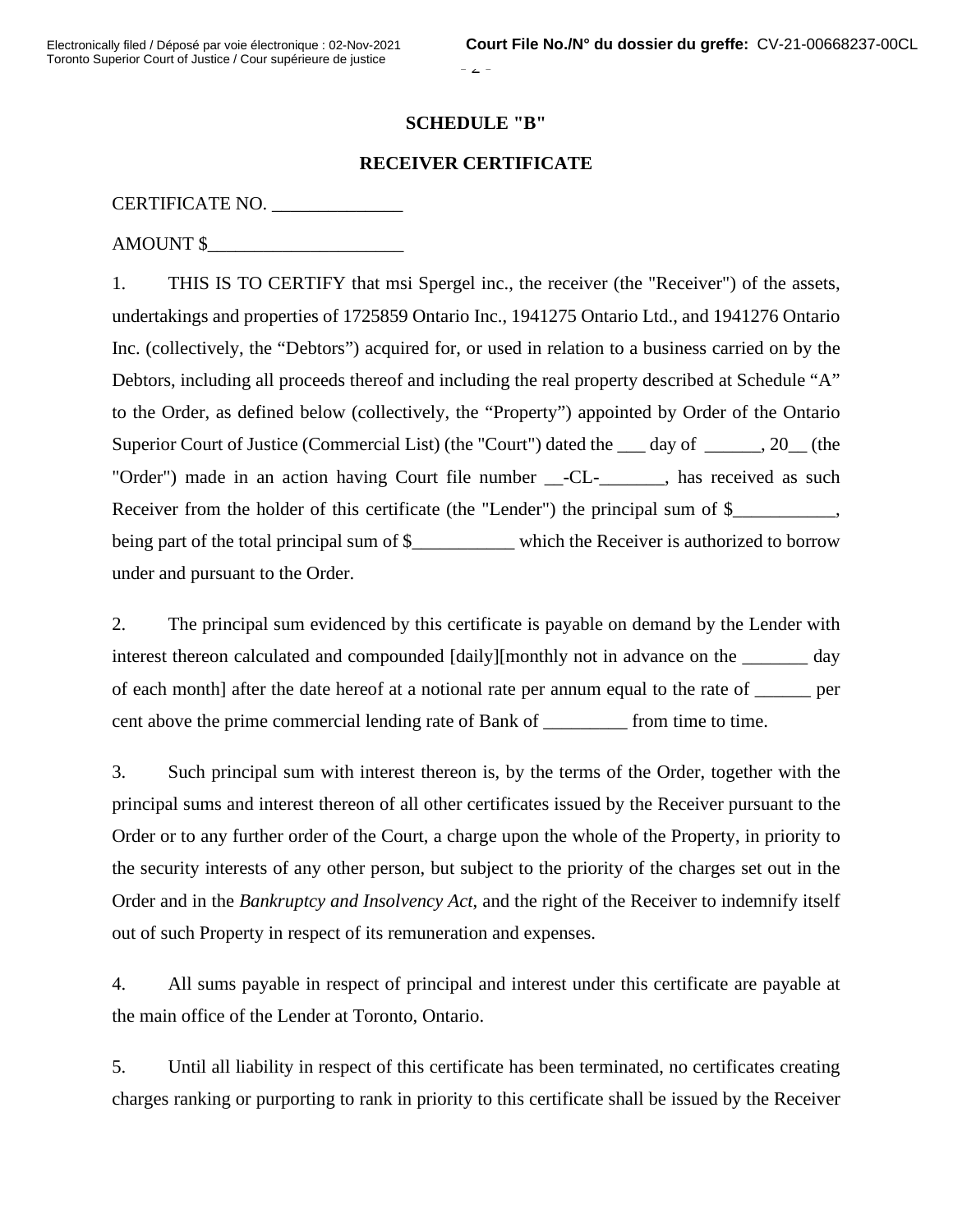## SCHEDULE "B"

## RECEIVER CERTIFICATE

CERTIFICATE NO. ______________

AMOUNT $_____________________

1. THIS IS TO CERTIFY that msi Spergel inc., the receiver (the "Receiver") of the assets, undertakings and properties of 1725859 Ontario Inc., 1941275 Ontario Ltd., and 1941276 Ontario Inc. (collectively, the "Debtors") acquired for, or used in relation to a business carried on by the Debtors, including all proceeds thereof and including the real property described at Schedule "A" to the Order, as defined below (collectively, the "Property") appointed by Order of the Ontario Superior Court of Justice (Commercial List) (the "Court") dated the ___ day of ______, 20__ (the "Order") made in an action having Court file number __-CL-_______, has received as such Receiver from the holder of this certificate (the "Lender") the principal sum of $___________, being part of the total principal sum of $___________ which the Receiver is authorized to borrow under and pursuant to the Order.

2. The principal sum evidenced by this certificate is payable on demand by the Lender with interest thereon calculated and compounded [daily][monthly not in advance on the _______ day of each month] after the date hereof at a notional rate per annum equal to the rate of ______ per cent above the prime commercial lending rate of Bank of _________ from time to time.

3. Such principal sum with interest thereon is, by the terms of the Order, together with the principal sums and interest thereon of all other certificates issued by the Receiver pursuant to the Order or to any further order of the Court, a charge upon the whole of the Property, in priority to the security interests of any other person, but subject to the priority of the charges set out in the Order and in the *Bankruptcy and Insolvency Act*, and the right of the Receiver to indemnify itself out of such Property in respect of its remuneration and expenses.

4. All sums payable in respect of principal and interest under this certificate are payable at the main office of the Lender at Toronto, Ontario.

5. Until all liability in respect of this certificate has been terminated, no certificates creating charges ranking or purporting to rank in priority to this certificate shall be issued by the Receiver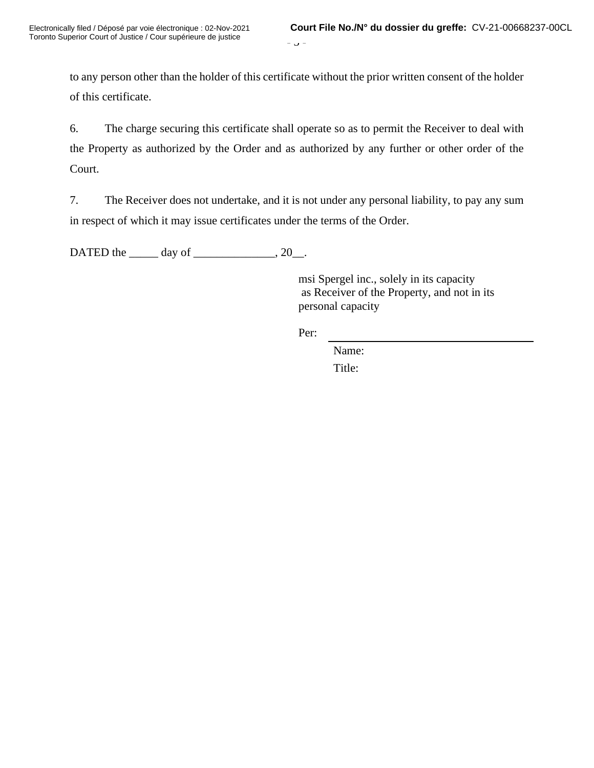to any person other than the holder of this certificate without the prior written consent of the holder of this certificate.

6. The charge securing this certificate shall operate so as to permit the Receiver to deal with the Property as authorized by the Order and as authorized by any further or other order of the Court.

7. The Receiver does not undertake, and it is not under any personal liability, to pay any sum in respect of which it may issue certificates under the terms of the Order.

DATED the _____ day of ______________, 20__.

msi Spergel inc., solely in its capacity as Receiver of the Property, and not in its personal capacity

Per: ________________________________

Name:

Title: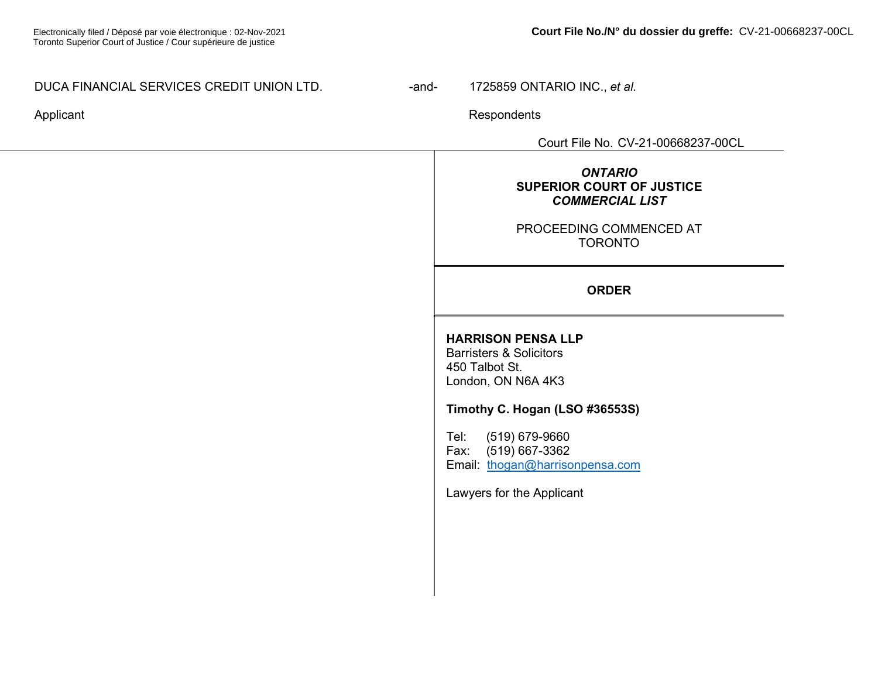Electronically filed / Déposé par voie électronique : 02-Nov-2021
Toronto Superior Court of Justice / Cour supérieure de justice

**Court File No./N° du dossier du greffe:** CV-21-00668237-00CL

DUCA FINANCIAL SERVICES CREDIT UNION LTD. -and- 1725859 ONTARIO INC., *et al.*

Applicant Respondents

Court File No. CV-21-00668237-00CL

***ONTARIO***
**SUPERIOR COURT OF JUSTICE**
***COMMERCIAL LIST***

PROCEEDING COMMENCED AT
TORONTO

**ORDER**

**HARRISON PENSA LLP**
Barristers & Solicitors
450 Talbot St.
London, ON N6A 4K3

**Timothy C. Hogan (LSO #36553S)**

Tel: (519) 679-9660
Fax: (519) 667-3362
Email: thogan@harrisonpensa.com

Lawyers for the Applicant